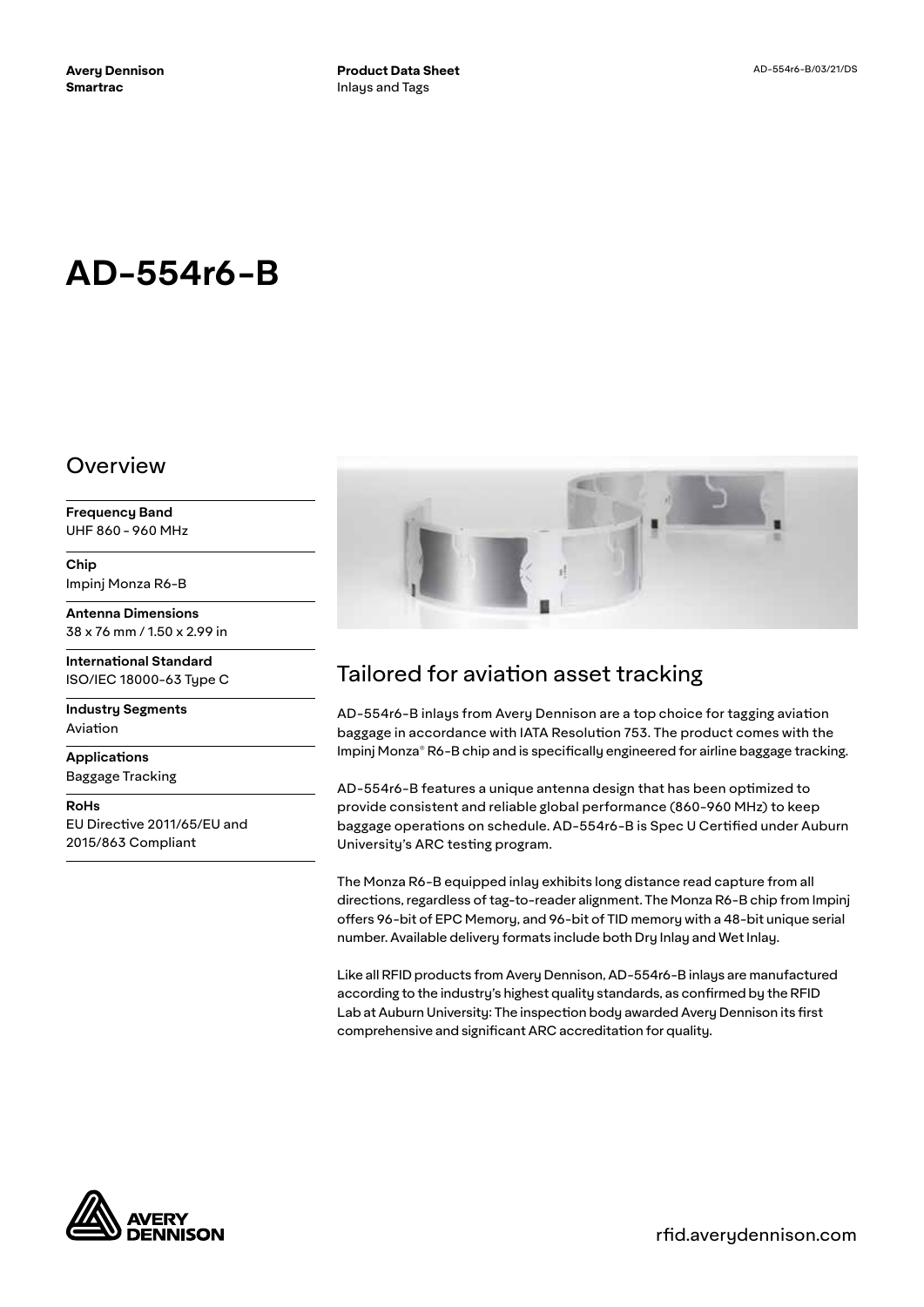**Avery Dennison Smartrac**

**Product Data Sheet**
Inlays and Tags

AD-554r6-B/03/21/DS

# AD-554r6-B

## Overview

**Frequency Band**
UHF 860 - 960 MHz

**Chip**
Impinj Monza R6-B

**Antenna Dimensions**
38 x 76 mm / 1.50 x 2.99 in

**International Standard**
ISO/IEC 18000-63 Type C

**Industry Segments**
Aviation

**Applications**
Baggage Tracking

**RoHs**
EU Directive 2011/65/EU and 2015/863 Compliant

## Tailored for aviation asset tracking

AD-554r6-B inlays from Avery Dennison are a top choice for tagging aviation baggage in accordance with IATA Resolution 753. The product comes with the Impinj Monza® R6-B chip and is specifically engineered for airline baggage tracking.

AD-554r6-B features a unique antenna design that has been optimized to provide consistent and reliable global performance (860-960 MHz) to keep baggage operations on schedule. AD-554r6-B is Spec U Certified under Auburn University's ARC testing program.

The Monza R6-B equipped inlay exhibits long distance read capture from all directions, regardless of tag-to-reader alignment. The Monza R6-B chip from Impinj offers 96-bit of EPC Memory, and 96-bit of TID memory with a 48-bit unique serial number. Available delivery formats include both Dry Inlay and Wet Inlay.

Like all RFID products from Avery Dennison, AD-554r6-B inlays are manufactured according to the industry's highest quality standards, as confirmed by the RFID Lab at Auburn University: The inspection body awarded Avery Dennison its first comprehensive and significant ARC accreditation for quality.

rfid.averydennison.com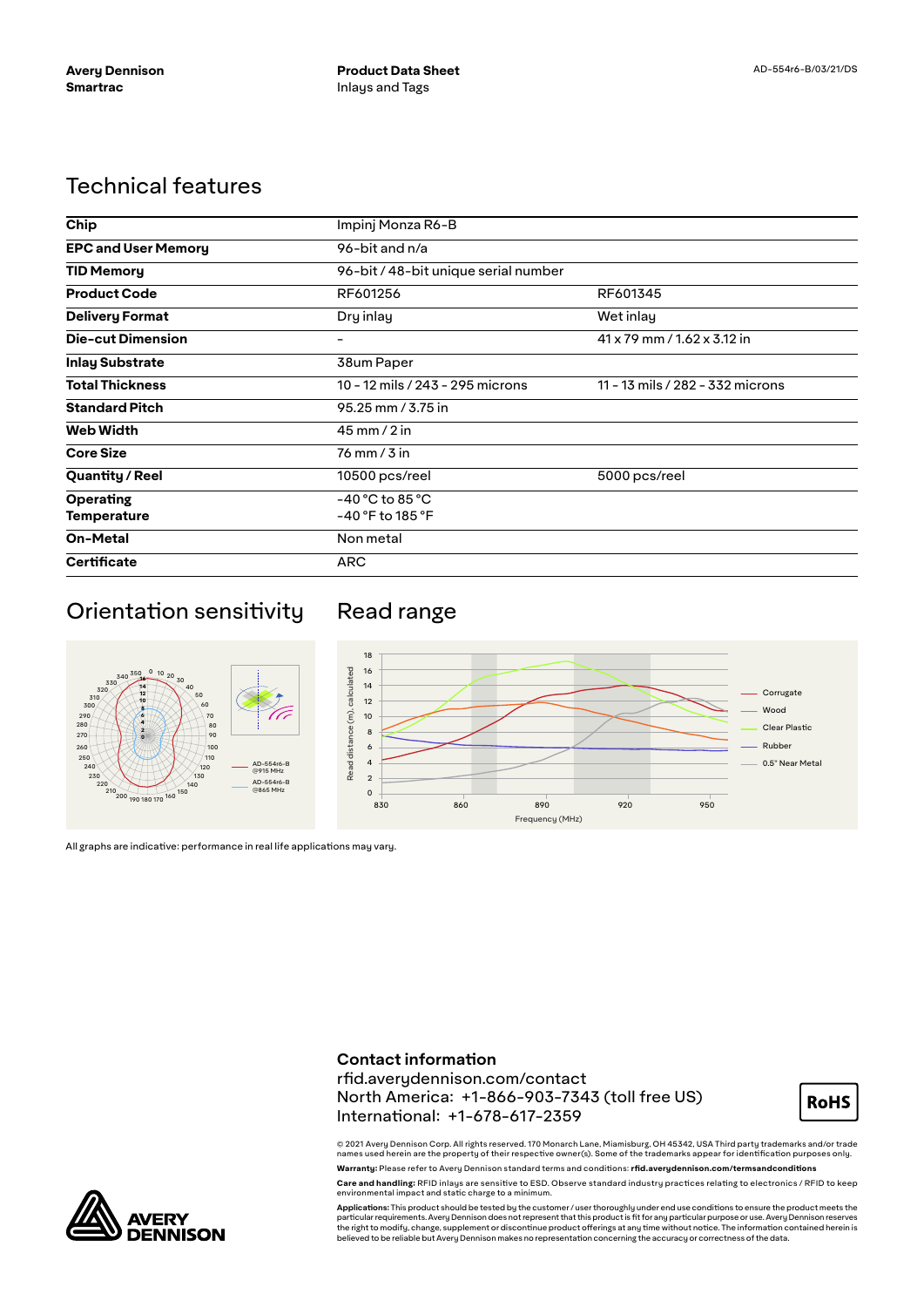Avery Dennison
Smartrac

Product Data Sheet
Inlays and Tags

AD-554r6-B/03/21/DS

## Technical features

| | | |
|---|---|---|
| **Chip** | Impinj Monza R6-B | |
| **EPC and User Memory** | 96-bit and n/a | |
| **TID Memory** | 96-bit / 48-bit unique serial number | |
| **Product Code** | RF601256 | RF601345 |
| **Delivery Format** | Dry inlay | Wet inlay |
| **Die-cut Dimension** | - | 41 x 79 mm / 1.62 x 3.12 in |
| **Inlay Substrate** | 38um Paper | |
| **Total Thickness** | 10 - 12 mils / 243 - 295 microns | 11 - 13 mils / 282 - 332 microns |
| **Standard Pitch** | 95.25 mm / 3.75 in | |
| **Web Width** | 45 mm / 2 in | |
| **Core Size** | 76 mm / 3 in | |
| **Quantity / Reel** | 10500 pcs/reel | 5000 pcs/reel |
| **Operating Temperature** | -40 °C to 85 °C<br>-40 °F to 185 °F | |
| **On-Metal** | Non metal | |
| **Certificate** | ARC | |

## Orientation sensitivity

AD-554r6-B @915 MHz
AD-554r6-B @865 MHz

## Read range

Read distance (m), calculated
Frequency (MHz)
Corrugate
Wood
Clear Plastic
Rubber
0.5" Near Metal

All graphs are indicative: performance in real life applications may vary.

### Contact information

rfid.averydennison.com/contact
North America: +1-866-903-7343 (toll free US)
International: +1-678-617-2359

RoHS

© 2021 Avery Dennison Corp. All rights reserved. 170 Monarch Lane, Miamisburg, OH 45342, USA Third party trademarks and/or trade names used herein are the property of their respective owner(s). Some of the trademarks appear for identification purposes only.

**Warranty:** Please refer to Avery Dennison standard terms and conditions: **rfid.averydennison.com/termsandconditions**

**Care and handling:** RFID inlays are sensitive to ESD. Observe standard industry practices relating to electronics / RFID to keep environmental impact and static charge to a minimum.

**Applications:** This product should be tested by the customer / user thoroughly under end use conditions to ensure the product meets the particular requirements. Avery Dennison does not represent that this product is fit for any particular purpose or use. Avery Dennison reserves the right to modify, change, supplement or discontinue product offerings at any time without notice. The information contained herein is believed to be reliable but Avery Dennison makes no representation concerning the accuracy or correctness of the data.

AVERY DENNISON